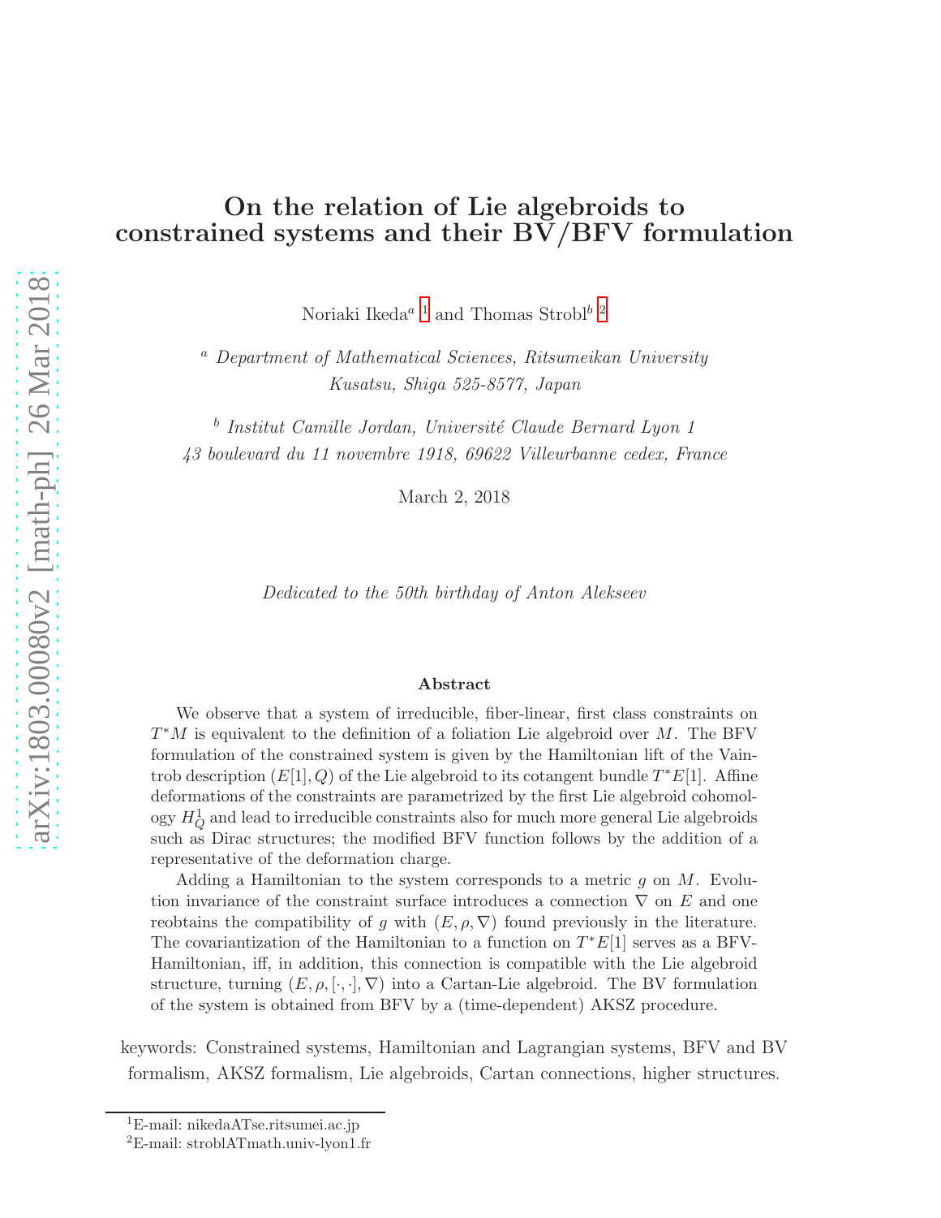# On the relation of Lie algebroids to constrained systems and their BV/BFV formulation

Noriaki Ikeda[a] [1] and Thomas Strobl[b] [2]

[a] *Department of Mathematical Sciences, Ritsumeikan University Kusatsu, Shiga 525-8577, Japan*

[b] *Institut Camille Jordan, Université Claude Bernard Lyon 1 43 boulevard du 11 novembre 1918, 69622 Villeurbanne cedex, France*

March 2, 2018

*Dedicated to the 50th birthday of Anton Alekseev*

### Abstract

We observe that a system of irreducible, fiber-linear, first class constraints on $T^*M$ is equivalent to the definition of a foliation Lie algebroid over $M$. The BFV formulation of the constrained system is given by the Hamiltonian lift of the Vaintrob description $(E[1], Q)$ of the Lie algebroid to its cotangent bundle $T^*E[1]$. Affine deformations of the constraints are parametrized by the first Lie algebroid cohomology $H^1_Q$ and lead to irreducible constraints also for much more general Lie algebroids such as Dirac structures; the modified BFV function follows by the addition of a representative of the deformation charge.

Adding a Hamiltonian to the system corresponds to a metric $g$ on $M$. Evolution invariance of the constraint surface introduces a connection $\nabla$ on $E$ and one reobtains the compatibility of $g$ with $(E, \rho, \nabla)$ found previously in the literature. The covariantization of the Hamiltonian to a function on $T^*E[1]$ serves as a BFV-Hamiltonian, iff, in addition, this connection is compatible with the Lie algebroid structure, turning $(E, \rho, [\cdot,\cdot], \nabla)$ into a Cartan-Lie algebroid. The BV formulation of the system is obtained from BFV by a (time-dependent) AKSZ procedure.

keywords: Constrained systems, Hamiltonian and Lagrangian systems, BFV and BV formalism, AKSZ formalism, Lie algebroids, Cartan connections, higher structures.

---

[1] E-mail: nikedaATse.ritsumei.ac.jp

[2] E-mail: stroblATmath.univ-lyon1.fr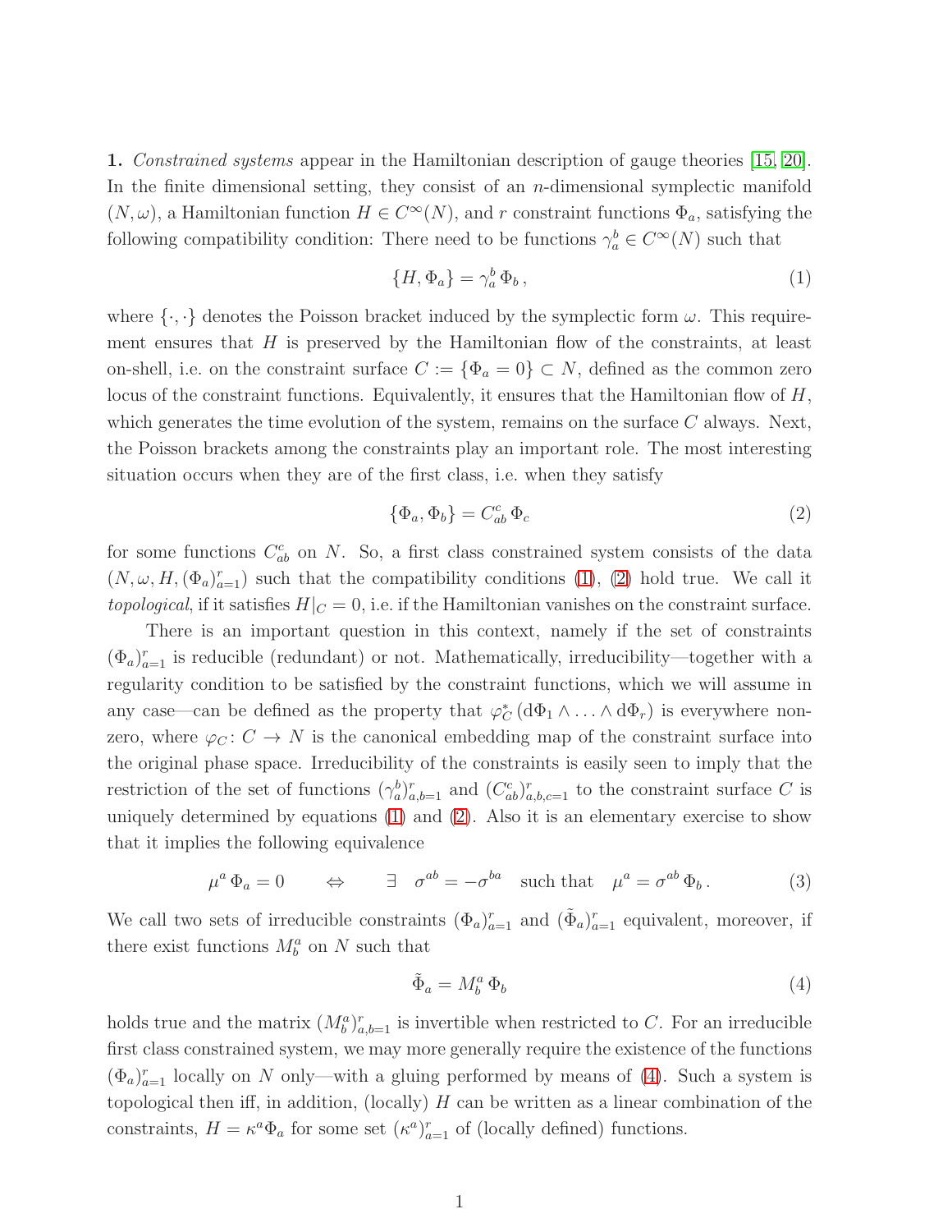**1.** *Constrained systems* appear in the Hamiltonian description of gauge theories [15, 20]. In the finite dimensional setting, they consist of an $n$-dimensional symplectic manifold $(N, \omega)$, a Hamiltonian function $H \in C^\infty(N)$, and $r$ constraint functions $\Phi_a$, satisfying the following compatibility condition: There need to be functions $\gamma_a^b \in C^\infty(N)$ such that

$$\{H, \Phi_a\} = \gamma_a^b \, \Phi_b \,, \tag{1}$$

where $\{\cdot,\cdot\}$ denotes the Poisson bracket induced by the symplectic form $\omega$. This requirement ensures that $H$ is preserved by the Hamiltonian flow of the constraints, at least on-shell, i.e. on the constraint surface $C := \{\Phi_a = 0\} \subset N$, defined as the common zero locus of the constraint functions. Equivalently, it ensures that the Hamiltonian flow of $H$, which generates the time evolution of the system, remains on the surface $C$ always. Next, the Poisson brackets among the constraints play an important role. The most interesting situation occurs when they are of the first class, i.e. when they satisfy

$$\{\Phi_a, \Phi_b\} = C_{ab}^c \, \Phi_c \tag{2}$$

for some functions $C_{ab}^c$ on $N$. So, a first class constrained system consists of the data $(N, \omega, H, (\Phi_a)_{a=1}^r)$ such that the compatibility conditions (1), (2) hold true. We call it *topological*, if it satisfies $H|_C = 0$, i.e. if the Hamiltonian vanishes on the constraint surface.

There is an important question in this context, namely if the set of constraints $(\Phi_a)_{a=1}^r$ is reducible (redundant) or not. Mathematically, irreducibility—together with a regularity condition to be satisfied by the constraint functions, which we will assume in any case—can be defined as the property that $\varphi_C^*\,(\mathrm{d}\Phi_1 \wedge \ldots \wedge \mathrm{d}\Phi_r)$ is everywhere nonzero, where $\varphi_C \colon C \to N$ is the canonical embedding map of the constraint surface into the original phase space. Irreducibility of the constraints is easily seen to imply that the restriction of the set of functions $(\gamma_a^b)_{a,b=1}^r$ and $(C_{ab}^c)_{a,b,c=1}^r$ to the constraint surface $C$ is uniquely determined by equations (1) and (2). Also it is an elementary exercise to show that it implies the following equivalence

$$\mu^a \, \Phi_a = 0 \qquad \Leftrightarrow \qquad \exists \quad \sigma^{ab} = -\sigma^{ba} \quad \text{such that} \quad \mu^a = \sigma^{ab} \, \Phi_b \,. \tag{3}$$

We call two sets of irreducible constraints $(\Phi_a)_{a=1}^r$ and $(\tilde{\Phi}_a)_{a=1}^r$ equivalent, moreover, if there exist functions $M_b^a$ on $N$ such that

$$\tilde{\Phi}_a = M_b^a \, \Phi_b \tag{4}$$

holds true and the matrix $(M_b^a)_{a,b=1}^r$ is invertible when restricted to $C$. For an irreducible first class constrained system, we may more generally require the existence of the functions $(\Phi_a)_{a=1}^r$ locally on $N$ only—with a gluing performed by means of (4). Such a system is topological then iff, in addition, (locally) $H$ can be written as a linear combination of the constraints, $H = \kappa^a \Phi_a$ for some set $(\kappa^a)_{a=1}^r$ of (locally defined) functions.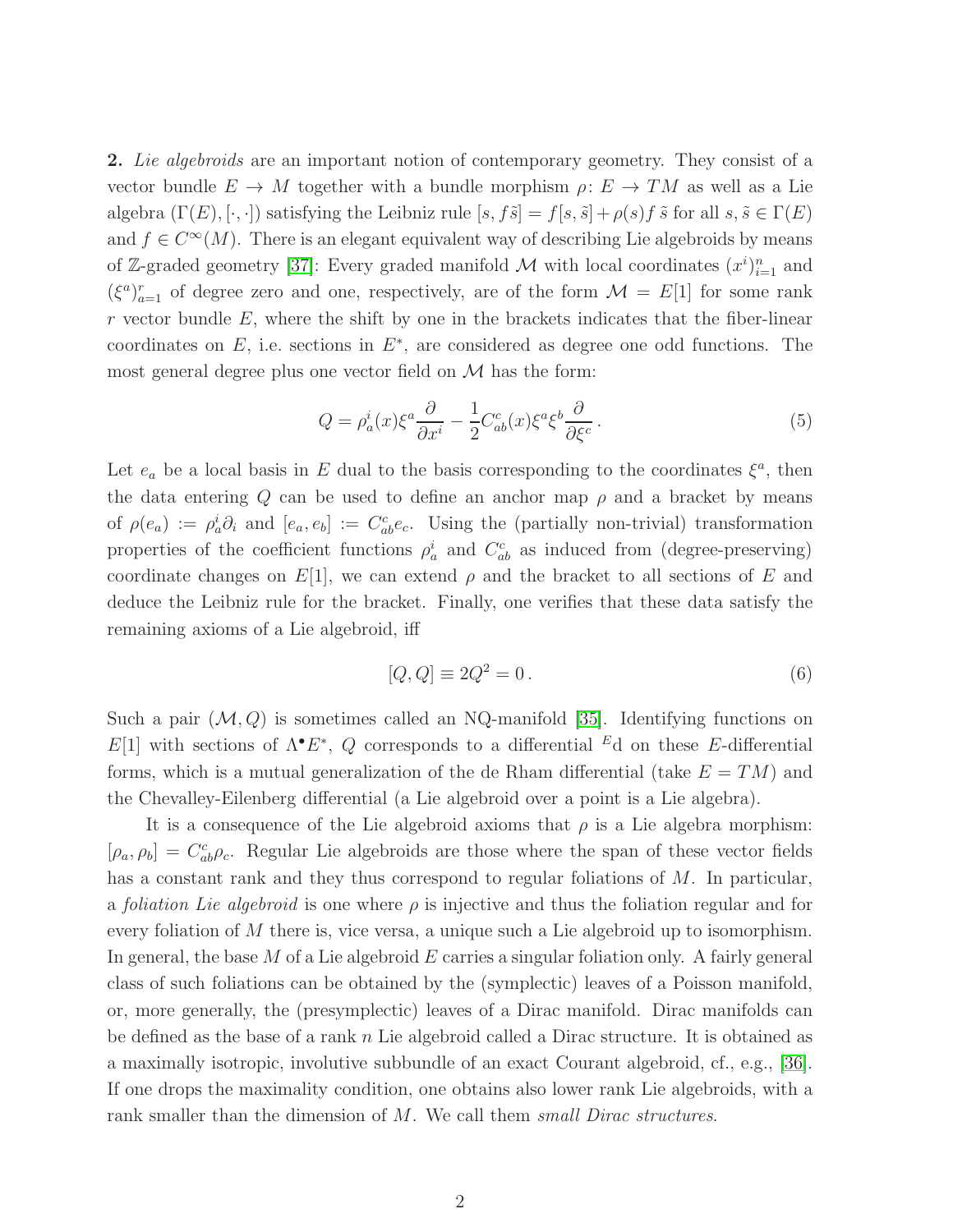**2.** *Lie algebroids* are an important notion of contemporary geometry. They consist of a vector bundle $E \to M$ together with a bundle morphism $\rho\colon E \to TM$ as well as a Lie algebra $(\Gamma(E), [\cdot,\cdot])$ satisfying the Leibniz rule $[s, f\tilde{s}] = f[s,\tilde{s}] + \rho(s)f\,\tilde{s}$ for all $s, \tilde{s} \in \Gamma(E)$ and $f \in C^\infty(M)$. There is an elegant equivalent way of describing Lie algebroids by means of $\mathbb{Z}$-graded geometry [37]: Every graded manifold $\mathcal{M}$ with local coordinates $(x^i)_{i=1}^n$ and $(\xi^a)_{a=1}^r$ of degree zero and one, respectively, are of the form $\mathcal{M} = E[1]$ for some rank $r$ vector bundle $E$, where the shift by one in the brackets indicates that the fiber-linear coordinates on $E$, i.e. sections in $E^*$, are considered as degree one odd functions. The most general degree plus one vector field on $\mathcal{M}$ has the form:

$$Q = \rho_a^i(x)\xi^a \frac{\partial}{\partial x^i} - \frac{1}{2} C_{ab}^c(x)\xi^a\xi^b \frac{\partial}{\partial \xi^c}\,. \tag{5}$$

Let $e_a$ be a local basis in $E$ dual to the basis corresponding to the coordinates $\xi^a$, then the data entering $Q$ can be used to define an anchor map $\rho$ and a bracket by means of $\rho(e_a) := \rho_a^i \partial_i$ and $[e_a, e_b] := C_{ab}^c e_c$. Using the (partially non-trivial) transformation properties of the coefficient functions $\rho_a^i$ and $C_{ab}^c$ as induced from (degree-preserving) coordinate changes on $E[1]$, we can extend $\rho$ and the bracket to all sections of $E$ and deduce the Leibniz rule for the bracket. Finally, one verifies that these data satisfy the remaining axioms of a Lie algebroid, iff

$$[Q, Q] \equiv 2Q^2 = 0\,. \tag{6}$$

Such a pair $(\mathcal{M}, Q)$ is sometimes called an NQ-manifold [35]. Identifying functions on $E[1]$ with sections of $\Lambda^\bullet E^*$, $Q$ corresponds to a differential ${}^E\mathrm{d}$ on these $E$-differential forms, which is a mutual generalization of the de Rham differential (take $E = TM$) and the Chevalley-Eilenberg differential (a Lie algebroid over a point is a Lie algebra).

It is a consequence of the Lie algebroid axioms that $\rho$ is a Lie algebra morphism: $[\rho_a, \rho_b] = C_{ab}^c \rho_c$. Regular Lie algebroids are those where the span of these vector fields has a constant rank and they thus correspond to regular foliations of $M$. In particular, a *foliation Lie algebroid* is one where $\rho$ is injective and thus the foliation regular and for every foliation of $M$ there is, vice versa, a unique such a Lie algebroid up to isomorphism. In general, the base $M$ of a Lie algebroid $E$ carries a singular foliation only. A fairly general class of such foliations can be obtained by the (symplectic) leaves of a Poisson manifold, or, more generally, the (presymplectic) leaves of a Dirac manifold. Dirac manifolds can be defined as the base of a rank $n$ Lie algebroid called a Dirac structure. It is obtained as a maximally isotropic, involutive subbundle of an exact Courant algebroid, cf., e.g., [36]. If one drops the maximality condition, one obtains also lower rank Lie algebroids, with a rank smaller than the dimension of $M$. We call them *small Dirac structures*.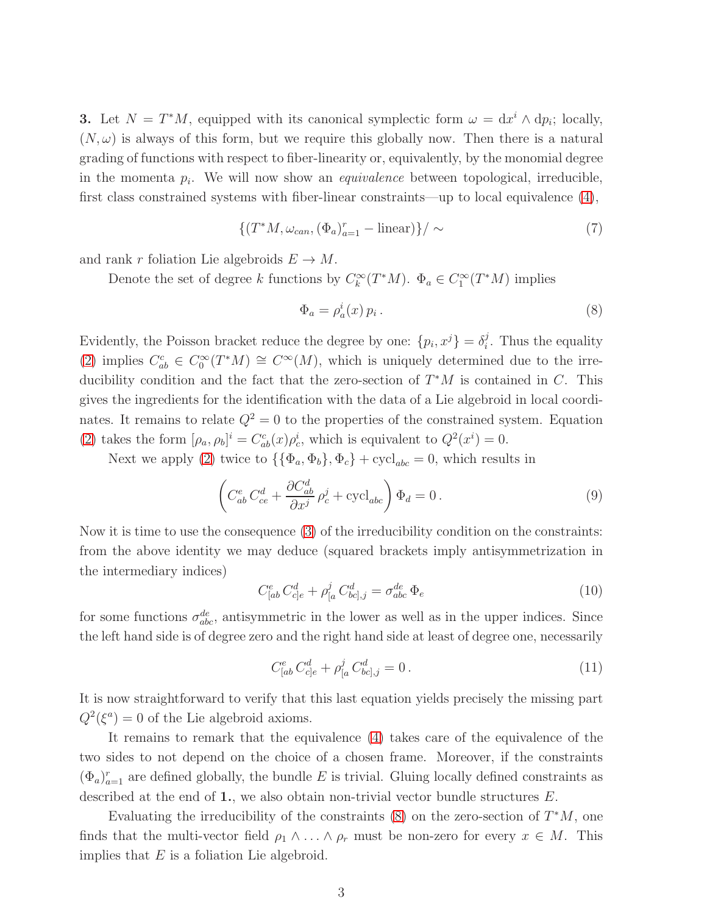**3.** Let $N = T^*M$, equipped with its canonical symplectic form $\omega = \mathrm{d}x^i \wedge \mathrm{d}p_i$; locally, $(N, \omega)$ is always of this form, but we require this globally now. Then there is a natural grading of functions with respect to fiber-linearity or, equivalently, by the monomial degree in the momenta $p_i$. We will now show an *equivalence* between topological, irreducible, first class constrained systems with fiber-linear constraints—up to local equivalence (4),

$$\{(T^*M, \omega_{can}, (\Phi_a)_{a=1}^r - \text{linear})\}/\sim \tag{7}$$

and rank $r$ foliation Lie algebroids $E \to M$.

Denote the set of degree $k$ functions by $C_k^\infty(T^*M)$. $\Phi_a \in C_1^\infty(T^*M)$ implies

$$\Phi_a = \rho_a^i(x)\, p_i\,. \tag{8}$$

Evidently, the Poisson bracket reduce the degree by one: $\{p_i, x^j\} = \delta_i^j$. Thus the equality (2) implies $C_{ab}^c \in C_0^\infty(T^*M) \cong C^\infty(M)$, which is uniquely determined due to the irreducibility condition and the fact that the zero-section of $T^*M$ is contained in $C$. This gives the ingredients for the identification with the data of a Lie algebroid in local coordinates. It remains to relate $Q^2 = 0$ to the properties of the constrained system. Equation (2) takes the form $[\rho_a, \rho_b]^i = C_{ab}^c(x)\rho_c^i$, which is equivalent to $Q^2(x^i) = 0$.

Next we apply (2) twice to $\{\{\Phi_a, \Phi_b\}, \Phi_c\} + \mathrm{cycl}_{abc} = 0$, which results in

$$\left( C_{ab}^e\, C_{ce}^d + \frac{\partial C_{ab}^d}{\partial x^j}\, \rho_c^j + \mathrm{cycl}_{abc} \right) \Phi_d = 0\,. \tag{9}$$

Now it is time to use the consequence (3) of the irreducibility condition on the constraints: from the above identity we may deduce (squared brackets imply antisymmetrization in the intermediary indices)

$$C_{[ab}^e\, C_{c]e}^d + \rho_{[a}^j\, C_{bc],j}^d = \sigma_{abc}^{de}\, \Phi_e \tag{10}$$

for some functions $\sigma_{abc}^{de}$, antisymmetric in the lower as well as in the upper indices. Since the left hand side is of degree zero and the right hand side at least of degree one, necessarily

$$C_{[ab}^e\, C_{c]e}^d + \rho_{[a}^j\, C_{bc],j}^d = 0\,. \tag{11}$$

It is now straightforward to verify that this last equation yields precisely the missing part $Q^2(\xi^a) = 0$ of the Lie algebroid axioms.

It remains to remark that the equivalence (4) takes care of the equivalence of the two sides to not depend on the choice of a chosen frame. Moreover, if the constraints $(\Phi_a)_{a=1}^r$ are defined globally, the bundle $E$ is trivial. Gluing locally defined constraints as described at the end of **1.**, we also obtain non-trivial vector bundle structures $E$.

Evaluating the irreducibility of the constraints (8) on the zero-section of $T^*M$, one finds that the multi-vector field $\rho_1 \wedge \ldots \wedge \rho_r$ must be non-zero for every $x \in M$. This implies that $E$ is a foliation Lie algebroid.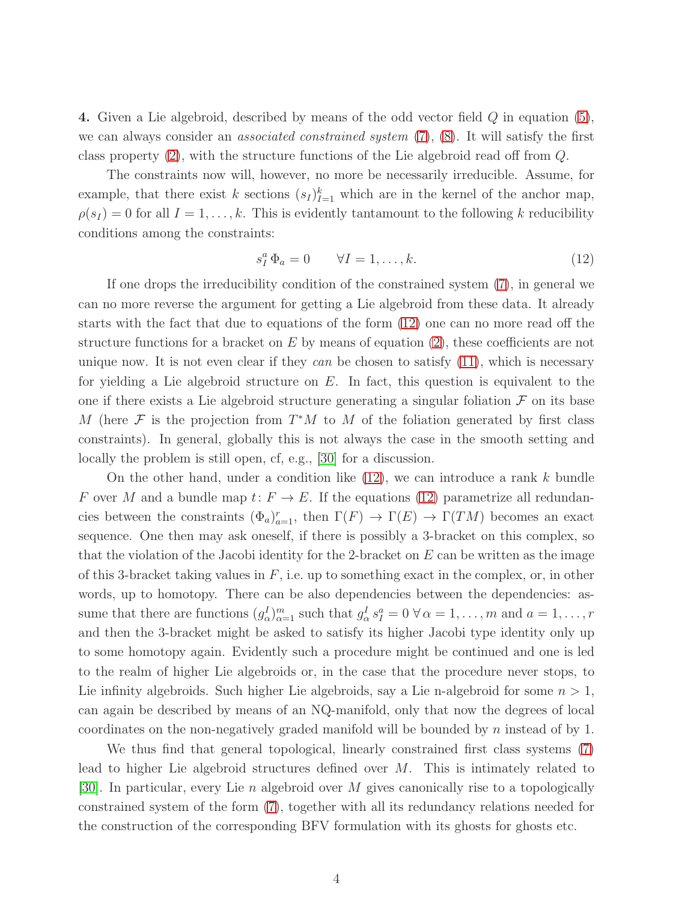**4.** Given a Lie algebroid, described by means of the odd vector field $Q$ in equation (5), we can always consider an *associated constrained system* (7), (8). It will satisfy the first class property (2), with the structure functions of the Lie algebroid read off from $Q$.

The constraints now will, however, no more be necessarily irreducible. Assume, for example, that there exist $k$ sections $(s_I)_{I=1}^k$ which are in the kernel of the anchor map, $\rho(s_I) = 0$ for all $I = 1, \ldots, k$. This is evidently tantamount to the following $k$ reducibility conditions among the constraints:

$$s_I^a \, \Phi_a = 0 \qquad \forall I = 1, \ldots, k. \tag{12}$$

If one drops the irreducibility condition of the constrained system (7), in general we can no more reverse the argument for getting a Lie algebroid from these data. It already starts with the fact that due to equations of the form (12) one can no more read off the structure functions for a bracket on $E$ by means of equation (2), these coefficients are not unique now. It is not even clear if they *can* be chosen to satisfy (11), which is necessary for yielding a Lie algebroid structure on $E$. In fact, this question is equivalent to the one if there exists a Lie algebroid structure generating a singular foliation $\mathcal{F}$ on its base $M$ (here $\mathcal{F}$ is the projection from $T^*M$ to $M$ of the foliation generated by first class constraints). In general, globally this is not always the case in the smooth setting and locally the problem is still open, cf, e.g., [30] for a discussion.

On the other hand, under a condition like (12), we can introduce a rank $k$ bundle $F$ over $M$ and a bundle map $t \colon F \to E$. If the equations (12) parametrize all redundancies between the constraints $(\Phi_a)_{a=1}^r$, then $\Gamma(F) \to \Gamma(E) \to \Gamma(TM)$ becomes an exact sequence. One then may ask oneself, if there is possibly a 3-bracket on this complex, so that the violation of the Jacobi identity for the 2-bracket on $E$ can be written as the image of this 3-bracket taking values in $F$, i.e. up to something exact in the complex, or, in other words, up to homotopy. There can be also dependencies between the dependencies: assume that there are functions $(g_\alpha^I)_{\alpha=1}^m$ such that $g_\alpha^I \, s_I^a = 0 \; \forall \, \alpha = 1, \ldots, m$ and $a = 1, \ldots, r$ and then the 3-bracket might be asked to satisfy its higher Jacobi type identity only up to some homotopy again. Evidently such a procedure might be continued and one is led to the realm of higher Lie algebroids or, in the case that the procedure never stops, to Lie infinity algebroids. Such higher Lie algebroids, say a Lie n-algebroid for some $n > 1$, can again be described by means of an NQ-manifold, only that now the degrees of local coordinates on the non-negatively graded manifold will be bounded by $n$ instead of by 1.

We thus find that general topological, linearly constrained first class systems (7) lead to higher Lie algebroid structures defined over $M$. This is intimately related to [30]. In particular, every Lie $n$ algebroid over $M$ gives canonically rise to a topologically constrained system of the form (7), together with all its redundancy relations needed for the construction of the corresponding BFV formulation with its ghosts for ghosts etc.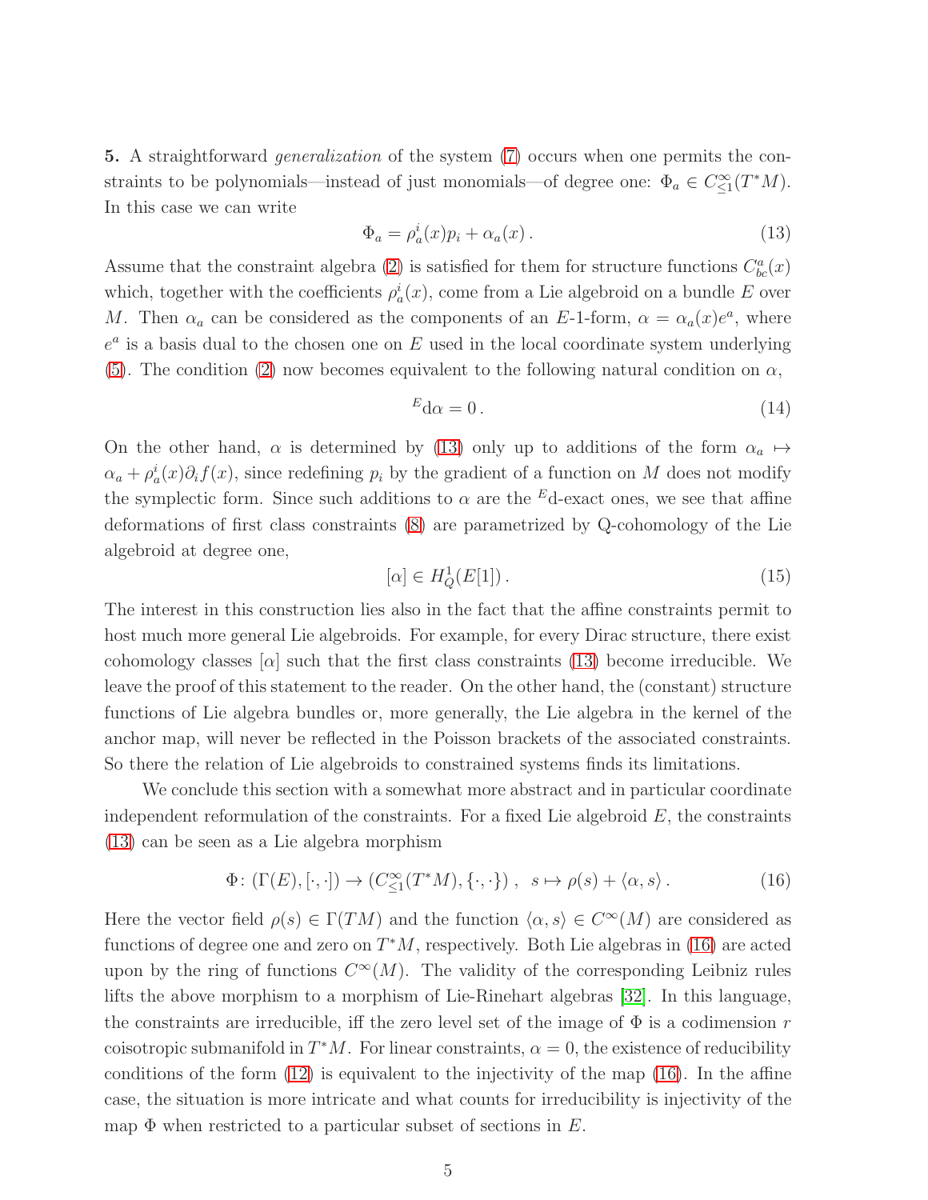**5.** A straightforward *generalization* of the system (7) occurs when one permits the constraints to be polynomials—instead of just monomials—of degree one: $\Phi_a \in C^\infty_{\leq 1}(T^*M)$. In this case we can write

$$\Phi_a = \rho^i_a(x) p_i + \alpha_a(x)\,. \tag{13}$$

Assume that the constraint algebra (2) is satisfied for them for structure functions $C^a_{bc}(x)$ which, together with the coefficients $\rho^i_a(x)$, come from a Lie algebroid on a bundle $E$ over $M$. Then $\alpha_a$ can be considered as the components of an $E$-1-form, $\alpha = \alpha_a(x) e^a$, where $e^a$ is a basis dual to the chosen one on $E$ used in the local coordinate system underlying (5). The condition (2) now becomes equivalent to the following natural condition on $\alpha$,

$${}^E\mathrm{d}\alpha = 0\,. \tag{14}$$

On the other hand, $\alpha$ is determined by (13) only up to additions of the form $\alpha_a \mapsto \alpha_a + \rho^i_a(x)\partial_i f(x)$, since redefining $p_i$ by the gradient of a function on $M$ does not modify the symplectic form. Since such additions to $\alpha$ are the ${}^E$d-exact ones, we see that affine deformations of first class constraints (8) are parametrized by Q-cohomology of the Lie algebroid at degree one,

$$[\alpha] \in H^1_Q(E[1])\,. \tag{15}$$

The interest in this construction lies also in the fact that the affine constraints permit to host much more general Lie algebroids. For example, for every Dirac structure, there exist cohomology classes $[\alpha]$ such that the first class constraints (13) become irreducible. We leave the proof of this statement to the reader. On the other hand, the (constant) structure functions of Lie algebra bundles or, more generally, the Lie algebra in the kernel of the anchor map, will never be reflected in the Poisson brackets of the associated constraints. So there the relation of Lie algebroids to constrained systems finds its limitations.

We conclude this section with a somewhat more abstract and in particular coordinate independent reformulation of the constraints. For a fixed Lie algebroid $E$, the constraints (13) can be seen as a Lie algebra morphism

$$\Phi\colon (\Gamma(E), [\cdot,\cdot]) \to (C^\infty_{\leq 1}(T^*M), \{\cdot,\cdot\})\,, \quad s \mapsto \rho(s) + \langle \alpha, s\rangle\,. \tag{16}$$

Here the vector field $\rho(s) \in \Gamma(TM)$ and the function $\langle \alpha, s\rangle \in C^\infty(M)$ are considered as functions of degree one and zero on $T^*M$, respectively. Both Lie algebras in (16) are acted upon by the ring of functions $C^\infty(M)$. The validity of the corresponding Leibniz rules lifts the above morphism to a morphism of Lie-Rinehart algebras [32]. In this language, the constraints are irreducible, iff the zero level set of the image of $\Phi$ is a codimension $r$ coisotropic submanifold in $T^*M$. For linear constraints, $\alpha = 0$, the existence of reducibility conditions of the form (12) is equivalent to the injectivity of the map (16). In the affine case, the situation is more intricate and what counts for irreducibility is injectivity of the map $\Phi$ when restricted to a particular subset of sections in $E$.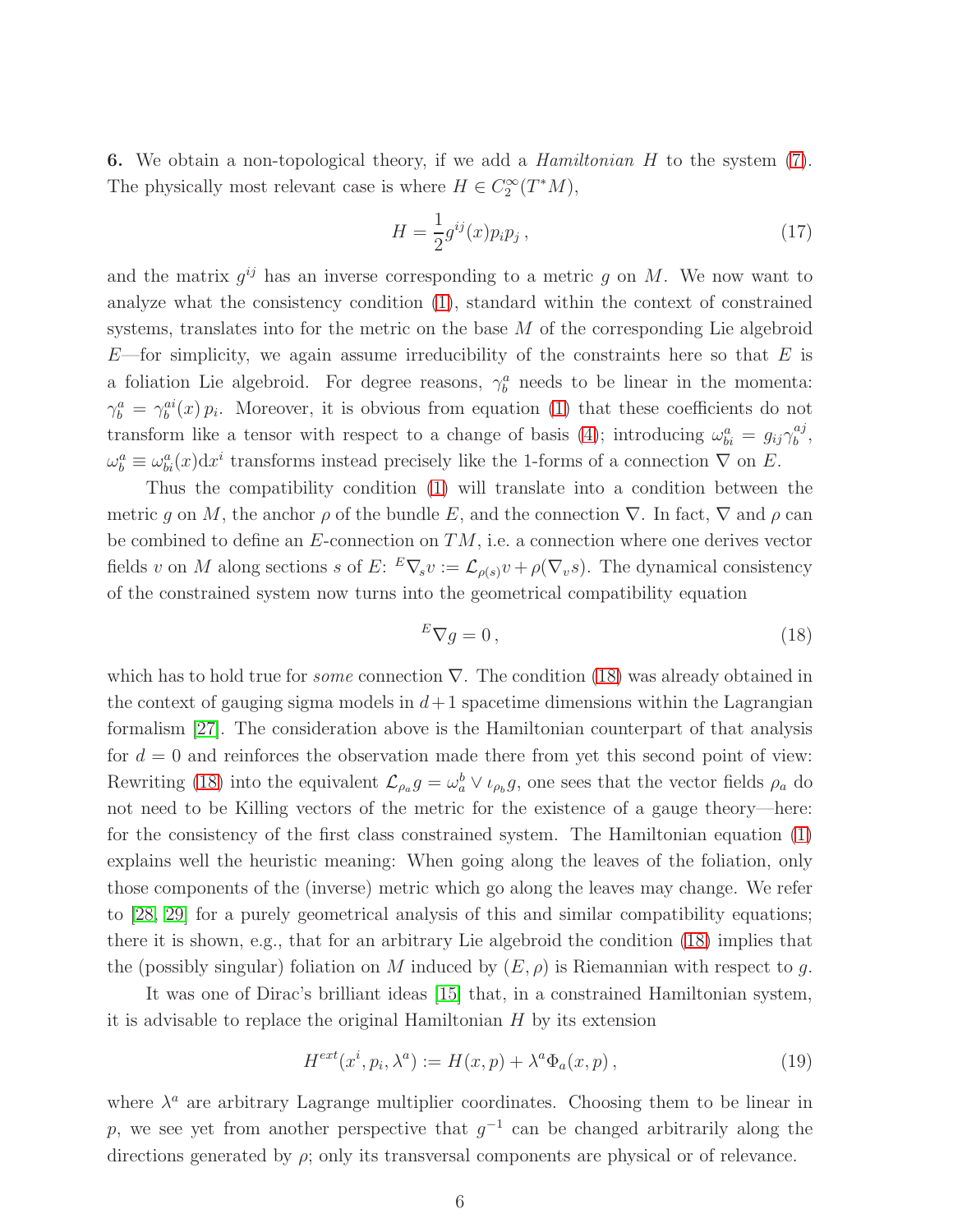**6.** We obtain a non-topological theory, if we add a *Hamiltonian* $H$ to the system (7). The physically most relevant case is where $H \in C_2^\infty(T^*M)$,

$$H = \frac{1}{2} g^{ij}(x) p_i p_j \,, \tag{17}$$

and the matrix $g^{ij}$ has an inverse corresponding to a metric $g$ on $M$. We now want to analyze what the consistency condition (1), standard within the context of constrained systems, translates into for the metric on the base $M$ of the corresponding Lie algebroid $E$—for simplicity, we again assume irreducibility of the constraints here so that $E$ is a foliation Lie algebroid. For degree reasons, $\gamma_b^a$ needs to be linear in the momenta: $\gamma_b^a = \gamma_b^{ai}(x)\, p_i$. Moreover, it is obvious from equation (1) that these coefficients do not transform like a tensor with respect to a change of basis (4); introducing $\omega_{bi}^a = g_{ij}\gamma_b^{aj}$, $\omega_b^a \equiv \omega_{bi}^a(x)\mathrm{d}x^i$ transforms instead precisely like the 1-forms of a connection $\nabla$ on $E$.

Thus the compatibility condition (1) will translate into a condition between the metric $g$ on $M$, the anchor $\rho$ of the bundle $E$, and the connection $\nabla$. In fact, $\nabla$ and $\rho$ can be combined to define an $E$-connection on $TM$, i.e. a connection where one derives vector fields $v$ on $M$ along sections $s$ of $E$: ${}^E\nabla_s v := \mathcal{L}_{\rho(s)} v + \rho(\nabla_v s)$. The dynamical consistency of the constrained system now turns into the geometrical compatibility equation

$${}^E\nabla g = 0 \,, \tag{18}$$

which has to hold true for *some* connection $\nabla$. The condition (18) was already obtained in the context of gauging sigma models in $d+1$ spacetime dimensions within the Lagrangian formalism [27]. The consideration above is the Hamiltonian counterpart of that analysis for $d = 0$ and reinforces the observation made there from yet this second point of view: Rewriting (18) into the equivalent $\mathcal{L}_{\rho_a} g = \omega_a^b \vee \iota_{\rho_b} g$, one sees that the vector fields $\rho_a$ do not need to be Killing vectors of the metric for the existence of a gauge theory—here: for the consistency of the first class constrained system. The Hamiltonian equation (1) explains well the heuristic meaning: When going along the leaves of the foliation, only those components of the (inverse) metric which go along the leaves may change. We refer to [28, 29] for a purely geometrical analysis of this and similar compatibility equations; there it is shown, e.g., that for an arbitrary Lie algebroid the condition (18) implies that the (possibly singular) foliation on $M$ induced by $(E, \rho)$ is Riemannian with respect to $g$.

It was one of Dirac's brilliant ideas [15] that, in a constrained Hamiltonian system, it is advisable to replace the original Hamiltonian $H$ by its extension

$$H^{ext}(x^i, p_i, \lambda^a) := H(x,p) + \lambda^a \Phi_a(x,p) \,, \tag{19}$$

where $\lambda^a$ are arbitrary Lagrange multiplier coordinates. Choosing them to be linear in $p$, we see yet from another perspective that $g^{-1}$ can be changed arbitrarily along the directions generated by $\rho$; only its transversal components are physical or of relevance.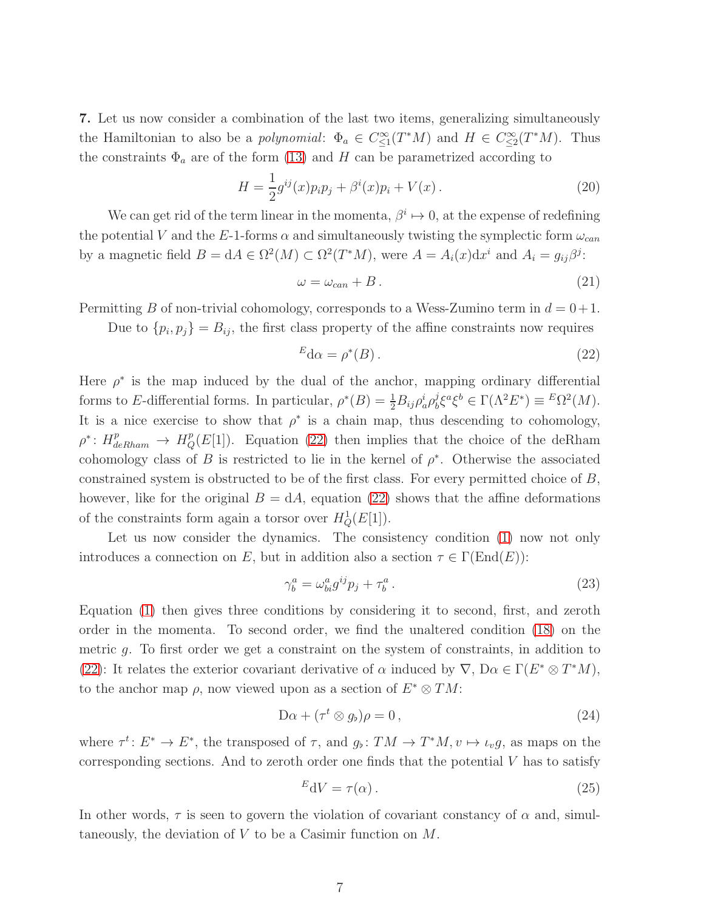**7.** Let us now consider a combination of the last two items, generalizing simultaneously the Hamiltonian to also be a *polynomial*: $\Phi_a \in C^\infty_{\leq 1}(T^*M)$ and $H \in C^\infty_{\leq 2}(T^*M)$. Thus the constraints $\Phi_a$ are of the form (13) and $H$ can be parametrized according to

$$H = \frac{1}{2} g^{ij}(x) p_i p_j + \beta^i(x) p_i + V(x) . \tag{20}$$

We can get rid of the term linear in the momenta, $\beta^i \mapsto 0$, at the expense of redefining the potential $V$ and the $E$-1-forms $\alpha$ and simultaneously twisting the symplectic form $\omega_{can}$ by a magnetic field $B = \mathrm{d}A \in \Omega^2(M) \subset \Omega^2(T^*M)$, were $A = A_i(x)\mathrm{d}x^i$ and $A_i = g_{ij}\beta^j$:

$$\omega = \omega_{can} + B . \tag{21}$$

Permitting $B$ of non-trivial cohomology, corresponds to a Wess-Zumino term in $d = 0+1$.

Due to $\{p_i, p_j\} = B_{ij}$, the first class property of the affine constraints now requires

$${}^E\mathrm{d}\alpha = \rho^*(B) . \tag{22}$$

Here $\rho^*$ is the map induced by the dual of the anchor, mapping ordinary differential forms to $E$-differential forms. In particular, $\rho^*(B) = \frac{1}{2} B_{ij} \rho^i_a \rho^j_b \xi^a \xi^b \in \Gamma(\Lambda^2 E^*) \equiv {}^E\Omega^2(M)$. It is a nice exercise to show that $\rho^*$ is a chain map, thus descending to cohomology, $\rho^* \colon H^p_{deRham} \to H^p_Q(E[1])$. Equation (22) then implies that the choice of the deRham cohomology class of $B$ is restricted to lie in the kernel of $\rho^*$. Otherwise the associated constrained system is obstructed to be of the first class. For every permitted choice of $B$, however, like for the original $B = \mathrm{d}A$, equation (22) shows that the affine deformations of the constraints form again a torsor over $H^1_Q(E[1])$.

Let us now consider the dynamics. The consistency condition (1) now not only introduces a connection on $E$, but in addition also a section $\tau \in \Gamma(\mathrm{End}(E))$:

$$\gamma^a_b = \omega^a_{bi} g^{ij} p_j + \tau^a_b . \tag{23}$$

Equation (1) then gives three conditions by considering it to second, first, and zeroth order in the momenta. To second order, we find the unaltered condition (18) on the metric $g$. To first order we get a constraint on the system of constraints, in addition to (22): It relates the exterior covariant derivative of $\alpha$ induced by $\nabla$, $\mathrm{D}\alpha \in \Gamma(E^* \otimes T^*M)$, to the anchor map $\rho$, now viewed upon as a section of $E^* \otimes TM$:

$$\mathrm{D}\alpha + (\tau^t \otimes g_\flat)\rho = 0 , \tag{24}$$

where $\tau^t \colon E^* \to E^*$, the transposed of $\tau$, and $g_\flat \colon TM \to T^*M, v \mapsto \iota_v g$, as maps on the corresponding sections. And to zeroth order one finds that the potential $V$ has to satisfy

$${}^E\mathrm{d}V = \tau(\alpha) . \tag{25}$$

In other words, $\tau$ is seen to govern the violation of covariant constancy of $\alpha$ and, simultaneously, the deviation of $V$ to be a Casimir function on $M$.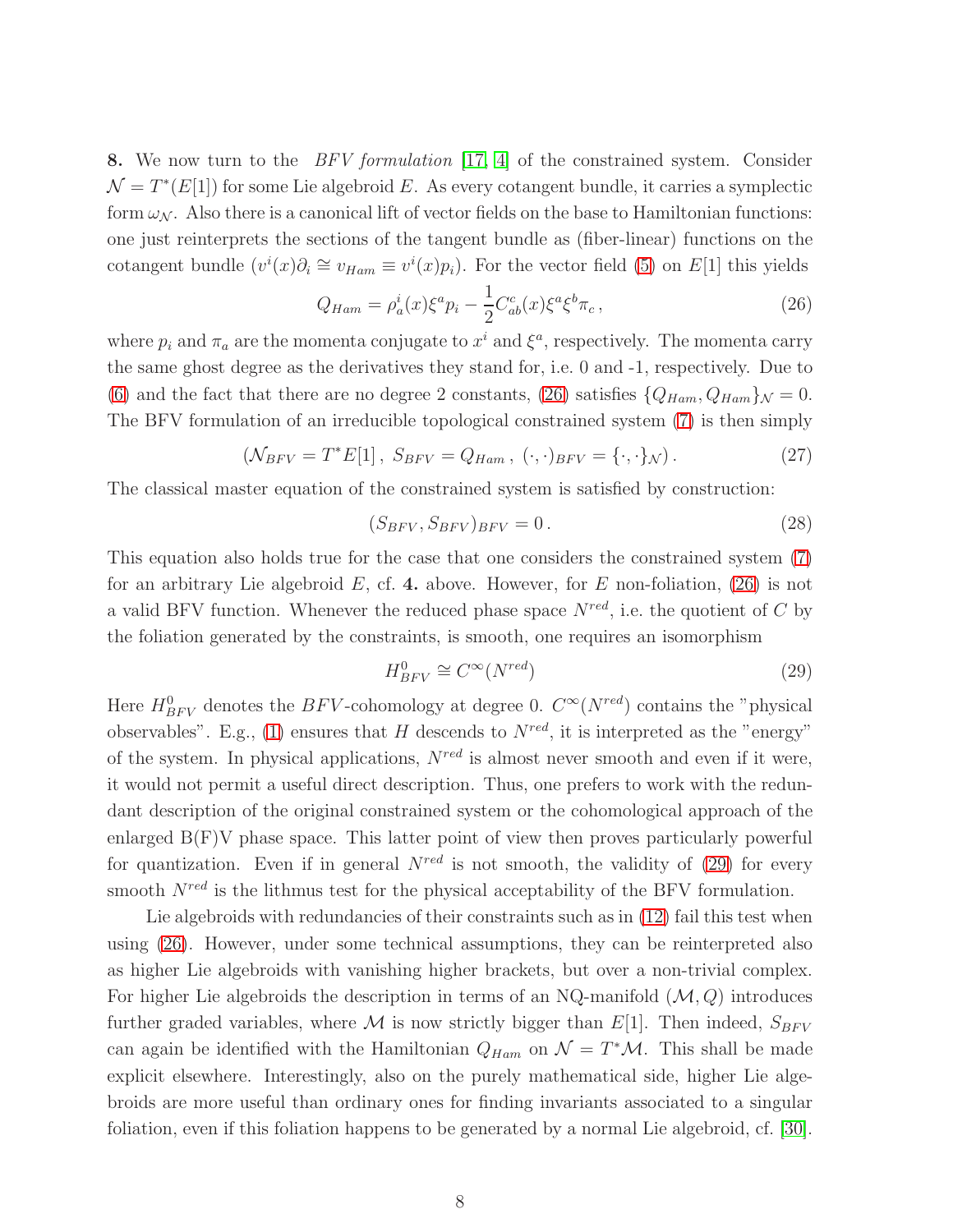**8.** We now turn to the *BFV formulation* [17, 4] of the constrained system. Consider $\mathcal{N} = T^*(E[1])$ for some Lie algebroid $E$. As every cotangent bundle, it carries a symplectic form $\omega_{\mathcal{N}}$. Also there is a canonical lift of vector fields on the base to Hamiltonian functions: one just reinterprets the sections of the tangent bundle as (fiber-linear) functions on the cotangent bundle ($v^i(x)\partial_i \cong v_{Ham} \equiv v^i(x)p_i$). For the vector field (5) on $E[1]$ this yields

$$Q_{Ham} = \rho^i_a(x)\xi^a p_i - \frac{1}{2}C^c_{ab}(x)\xi^a\xi^b\pi_c\,, \tag{26}$$

where $p_i$ and $\pi_a$ are the momenta conjugate to $x^i$ and $\xi^a$, respectively. The momenta carry the same ghost degree as the derivatives they stand for, i.e. 0 and -1, respectively. Due to (6) and the fact that there are no degree 2 constants, (26) satisfies $\{Q_{Ham}, Q_{Ham}\}_{\mathcal{N}} = 0$. The BFV formulation of an irreducible topological constrained system (7) is then simply

$$(\mathcal{N}_{BFV} = T^*E[1]\,,\; S_{BFV} = Q_{Ham}\,,\; (\cdot,\cdot)_{BFV} = \{\cdot,\cdot\}_{\mathcal{N}})\,. \tag{27}$$

The classical master equation of the constrained system is satisfied by construction:

$$(S_{BFV}, S_{BFV})_{BFV} = 0\,. \tag{28}$$

This equation also holds true for the case that one considers the constrained system (7) for an arbitrary Lie algebroid $E$, cf. **4.** above. However, for $E$ non-foliation, (26) is not a valid BFV function. Whenever the reduced phase space $N^{red}$, i.e. the quotient of $C$ by the foliation generated by the constraints, is smooth, one requires an isomorphism

$$H^0_{BFV} \cong C^\infty(N^{red}) \tag{29}$$

Here $H^0_{BFV}$ denotes the $BFV$-cohomology at degree 0. $C^\infty(N^{red})$ contains the "physical observables". E.g., (1) ensures that $H$ descends to $N^{red}$, it is interpreted as the "energy" of the system. In physical applications, $N^{red}$ is almost never smooth and even if it were, it would not permit a useful direct description. Thus, one prefers to work with the redundant description of the original constrained system or the cohomological approach of the enlarged B(F)V phase space. This latter point of view then proves particularly powerful for quantization. Even if in general $N^{red}$ is not smooth, the validity of (29) for every smooth $N^{red}$ is the lithmus test for the physical acceptability of the BFV formulation.

Lie algebroids with redundancies of their constraints such as in (12) fail this test when using (26). However, under some technical assumptions, they can be reinterpreted also as higher Lie algebroids with vanishing higher brackets, but over a non-trivial complex. For higher Lie algebroids the description in terms of an NQ-manifold $(\mathcal{M}, Q)$ introduces further graded variables, where $\mathcal{M}$ is now strictly bigger than $E[1]$. Then indeed, $S_{BFV}$ can again be identified with the Hamiltonian $Q_{Ham}$ on $\mathcal{N} = T^*\mathcal{M}$. This shall be made explicit elsewhere. Interestingly, also on the purely mathematical side, higher Lie algebroids are more useful than ordinary ones for finding invariants associated to a singular foliation, even if this foliation happens to be generated by a normal Lie algebroid, cf. [30].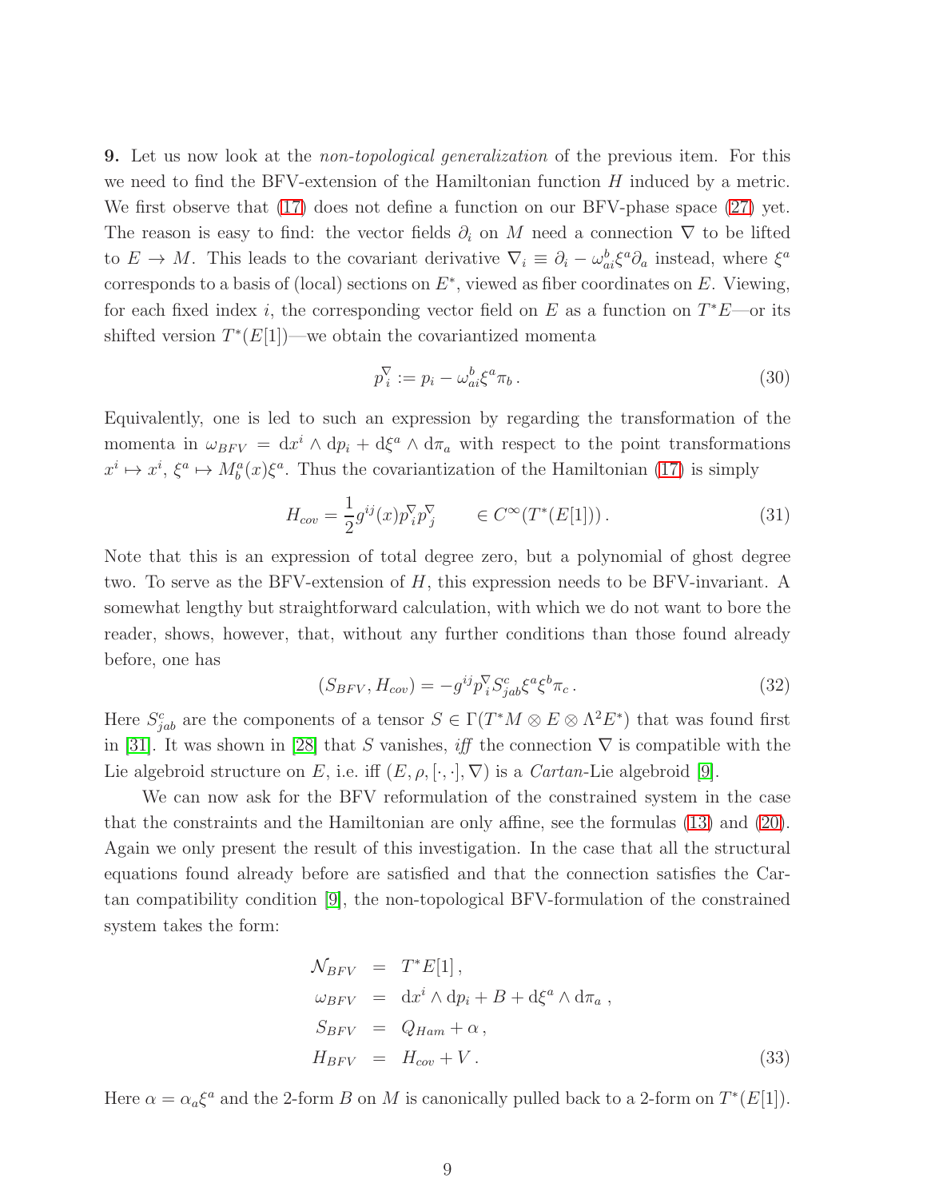**9.** Let us now look at the *non-topological generalization* of the previous item. For this we need to find the BFV-extension of the Hamiltonian function $H$ induced by a metric. We first observe that (17) does not define a function on our BFV-phase space (27) yet. The reason is easy to find: the vector fields $\partial_i$ on $M$ need a connection $\nabla$ to be lifted to $E \to M$. This leads to the covariant derivative $\nabla_i \equiv \partial_i - \omega_{ai}^b \xi^a \partial_a$ instead, where $\xi^a$ corresponds to a basis of (local) sections on $E^*$, viewed as fiber coordinates on $E$. Viewing, for each fixed index $i$, the corresponding vector field on $E$ as a function on $T^*E$—or its shifted version $T^*(E[1])$—we obtain the covariantized momenta

$$p_i^\nabla := p_i - \omega_{ai}^b \xi^a \pi_b \,. \tag{30}$$

Equivalently, one is led to such an expression by regarding the transformation of the momenta in $\omega_{BFV} = \mathrm{d}x^i \wedge \mathrm{d}p_i + \mathrm{d}\xi^a \wedge \mathrm{d}\pi_a$ with respect to the point transformations $x^i \mapsto x^i$, $\xi^a \mapsto M_b^a(x)\xi^a$. Thus the covariantization of the Hamiltonian (17) is simply

$$H_{cov} = \frac{1}{2} g^{ij}(x) p_i^\nabla p_j^\nabla \qquad \in C^\infty(T^*(E[1]))\,. \tag{31}$$

Note that this is an expression of total degree zero, but a polynomial of ghost degree two. To serve as the BFV-extension of $H$, this expression needs to be BFV-invariant. A somewhat lengthy but straightforward calculation, with which we do not want to bore the reader, shows, however, that, without any further conditions than those found already before, one has

$$(S_{BFV}, H_{cov}) = -g^{ij} p_i^\nabla S_{jab}^c \xi^a \xi^b \pi_c \,. \tag{32}$$

Here $S_{jab}^c$ are the components of a tensor $S \in \Gamma(T^*M \otimes E \otimes \Lambda^2 E^*)$ that was found first in [31]. It was shown in [28] that $S$ vanishes, *iff* the connection $\nabla$ is compatible with the Lie algebroid structure on $E$, i.e. iff $(E, \rho, [\cdot,\cdot], \nabla)$ is a *Cartan*-Lie algebroid [9].

We can now ask for the BFV reformulation of the constrained system in the case that the constraints and the Hamiltonian are only affine, see the formulas (13) and (20). Again we only present the result of this investigation. In the case that all the structural equations found already before are satisfied and that the connection satisfies the Cartan compatibility condition [9], the non-topological BFV-formulation of the constrained system takes the form:

$$\begin{aligned}
\mathcal{N}_{BFV} &= T^*E[1]\,, \\
\omega_{BFV} &= \mathrm{d}x^i \wedge \mathrm{d}p_i + B + \mathrm{d}\xi^a \wedge \mathrm{d}\pi_a \,, \\
S_{BFV} &= Q_{Ham} + \alpha\,, \\
H_{BFV} &= H_{cov} + V\,.
\end{aligned} \tag{33}$$

Here $\alpha = \alpha_a \xi^a$ and the 2-form $B$ on $M$ is canonically pulled back to a 2-form on $T^*(E[1])$.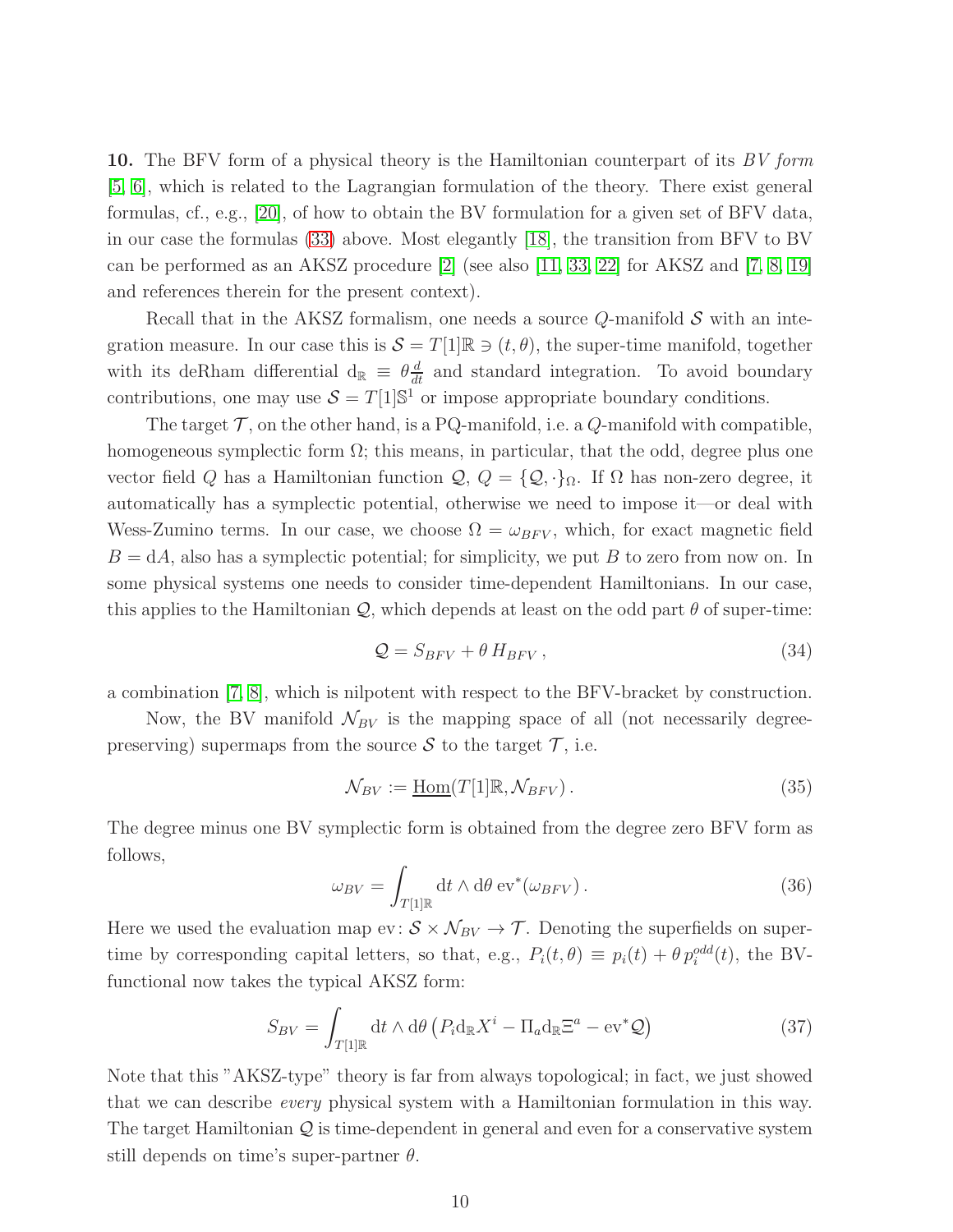**10.** The BFV form of a physical theory is the Hamiltonian counterpart of its *BV form* [5, 6], which is related to the Lagrangian formulation of the theory. There exist general formulas, cf., e.g., [20], of how to obtain the BV formulation for a given set of BFV data, in our case the formulas (33) above. Most elegantly [18], the transition from BFV to BV can be performed as an AKSZ procedure [2] (see also [11, 33, 22] for AKSZ and [7, 8, 19] and references therein for the present context).

Recall that in the AKSZ formalism, one needs a source $Q$-manifold $\mathcal{S}$ with an integration measure. In our case this is $\mathcal{S} = T[1]\mathbb{R} \ni (t, \theta)$, the super-time manifold, together with its deRham differential $\mathrm{d}_{\mathbb{R}} \equiv \theta \frac{d}{dt}$ and standard integration. To avoid boundary contributions, one may use $\mathcal{S} = T[1]\mathbb{S}^1$ or impose appropriate boundary conditions.

The target $\mathcal{T}$, on the other hand, is a PQ-manifold, i.e. a $Q$-manifold with compatible, homogeneous symplectic form $\Omega$; this means, in particular, that the odd, degree plus one vector field $Q$ has a Hamiltonian function $\mathcal{Q}$, $Q = \{\mathcal{Q}, \cdot\}_\Omega$. If $\Omega$ has non-zero degree, it automatically has a symplectic potential, otherwise we need to impose it—or deal with Wess-Zumino terms. In our case, we choose $\Omega = \omega_{BFV}$, which, for exact magnetic field $B = \mathrm{d}A$, also has a symplectic potential; for simplicity, we put $B$ to zero from now on. In some physical systems one needs to consider time-dependent Hamiltonians. In our case, this applies to the Hamiltonian $\mathcal{Q}$, which depends at least on the odd part $\theta$ of super-time:

$$\mathcal{Q} = S_{BFV} + \theta\, H_{BFV}\,, \tag{34}$$

a combination [7, 8], which is nilpotent with respect to the BFV-bracket by construction.

Now, the BV manifold $\mathcal{N}_{BV}$ is the mapping space of all (not necessarily degree-preserving) supermaps from the source $\mathcal{S}$ to the target $\mathcal{T}$, i.e.

$$\mathcal{N}_{BV} := \underline{\mathrm{Hom}}(T[1]\mathbb{R}, \mathcal{N}_{BFV})\,. \tag{35}$$

The degree minus one BV symplectic form is obtained from the degree zero BFV form as follows,

$$\omega_{BV} = \int_{T[1]\mathbb{R}} \mathrm{d}t \wedge \mathrm{d}\theta\, \mathrm{ev}^*(\omega_{BFV})\,. \tag{36}$$

Here we used the evaluation map $\mathrm{ev}\colon \mathcal{S} \times \mathcal{N}_{BV} \to \mathcal{T}$. Denoting the superfields on super-time by corresponding capital letters, so that, e.g., $P_i(t,\theta) \equiv p_i(t) + \theta\, p_i^{odd}(t)$, the BV-functional now takes the typical AKSZ form:

$$S_{BV} = \int_{T[1]\mathbb{R}} \mathrm{d}t \wedge \mathrm{d}\theta \left( P_i \mathrm{d}_{\mathbb{R}} X^i - \Pi_a \mathrm{d}_{\mathbb{R}} \Xi^a - \mathrm{ev}^*\mathcal{Q} \right) \tag{37}$$

Note that this "AKSZ-type" theory is far from always topological; in fact, we just showed that we can describe *every* physical system with a Hamiltonian formulation in this way. The target Hamiltonian $\mathcal{Q}$ is time-dependent in general and even for a conservative system still depends on time's super-partner $\theta$.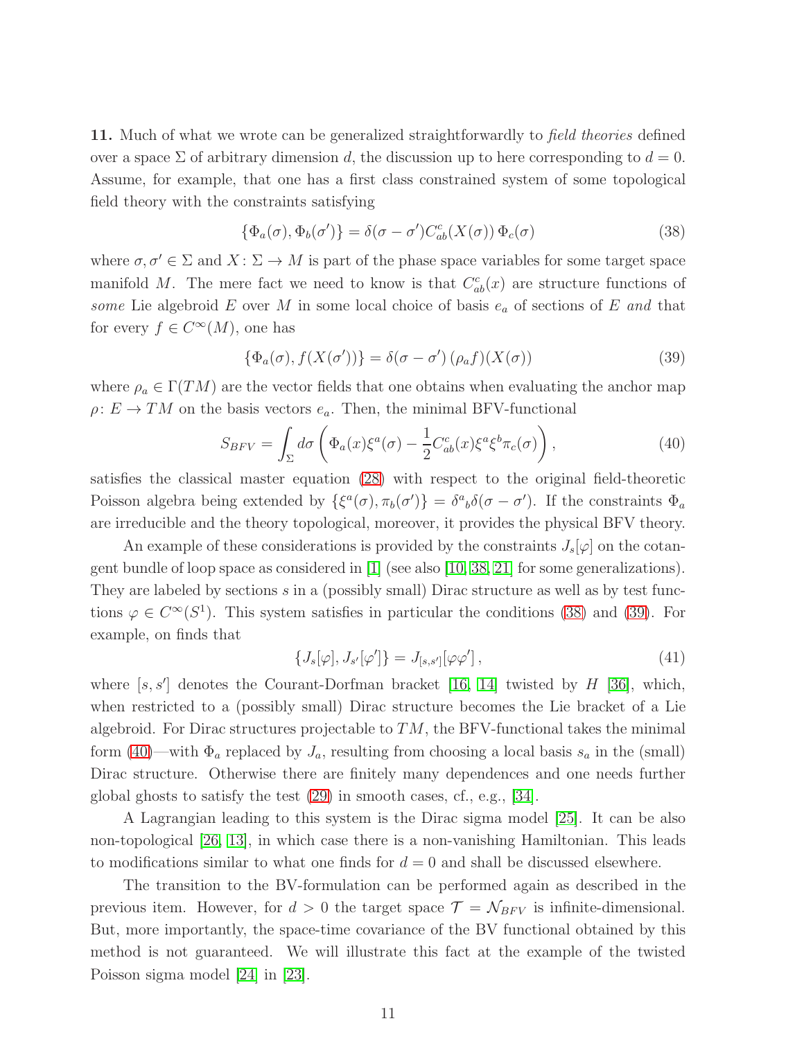**11.** Much of what we wrote can be generalized straightforwardly to *field theories* defined over a space $\Sigma$ of arbitrary dimension $d$, the discussion up to here corresponding to $d = 0$. Assume, for example, that one has a first class constrained system of some topological field theory with the constraints satisfying

$$\{\Phi_a(\sigma), \Phi_b(\sigma')\} = \delta(\sigma - \sigma') C^c_{ab}(X(\sigma))\, \Phi_c(\sigma) \tag{38}$$

where $\sigma, \sigma' \in \Sigma$ and $X \colon \Sigma \to M$ is part of the phase space variables for some target space manifold $M$. The mere fact we need to know is that $C^c_{ab}(x)$ are structure functions of *some* Lie algebroid $E$ over $M$ in some local choice of basis $e_a$ of sections of $E$ *and* that for every $f \in C^\infty(M)$, one has

$$\{\Phi_a(\sigma), f(X(\sigma'))\} = \delta(\sigma - \sigma')\, (\rho_a f)(X(\sigma)) \tag{39}$$

where $\rho_a \in \Gamma(TM)$ are the vector fields that one obtains when evaluating the anchor map $\rho \colon E \to TM$ on the basis vectors $e_a$. Then, the minimal BFV-functional

$$S_{BFV} = \int_\Sigma d\sigma \left( \Phi_a(x)\xi^a(\sigma) - \frac{1}{2} C^c_{ab}(x)\xi^a\xi^b\pi_c(\sigma) \right), \tag{40}$$

satisfies the classical master equation (28) with respect to the original field-theoretic Poisson algebra being extended by $\{\xi^a(\sigma), \pi_b(\sigma')\} = \delta^a{}_b\delta(\sigma - \sigma')$. If the constraints $\Phi_a$ are irreducible and the theory topological, moreover, it provides the physical BFV theory.

An example of these considerations is provided by the constraints $J_s[\varphi]$ on the cotangent bundle of loop space as considered in [1] (see also [10, 38, 21] for some generalizations). They are labeled by sections $s$ in a (possibly small) Dirac structure as well as by test functions $\varphi \in C^\infty(S^1)$. This system satisfies in particular the conditions (38) and (39). For example, on finds that

$$\{J_s[\varphi], J_{s'}[\varphi']\} = J_{[s,s']}[\varphi\varphi'] \,, \tag{41}$$

where $[s, s']$ denotes the Courant-Dorfman bracket [16, 14] twisted by $H$ [36], which, when restricted to a (possibly small) Dirac structure becomes the Lie bracket of a Lie algebroid. For Dirac structures projectable to $TM$, the BFV-functional takes the minimal form (40)—with $\Phi_a$ replaced by $J_a$, resulting from choosing a local basis $s_a$ in the (small) Dirac structure. Otherwise there are finitely many dependences and one needs further global ghosts to satisfy the test (29) in smooth cases, cf., e.g., [34].

A Lagrangian leading to this system is the Dirac sigma model [25]. It can be also non-topological [26, 13], in which case there is a non-vanishing Hamiltonian. This leads to modifications similar to what one finds for $d = 0$ and shall be discussed elsewhere.

The transition to the BV-formulation can be performed again as described in the previous item. However, for $d > 0$ the target space $\mathcal{T} = \mathcal{N}_{BFV}$ is infinite-dimensional. But, more importantly, the space-time covariance of the BV functional obtained by this method is not guaranteed. We will illustrate this fact at the example of the twisted Poisson sigma model [24] in [23].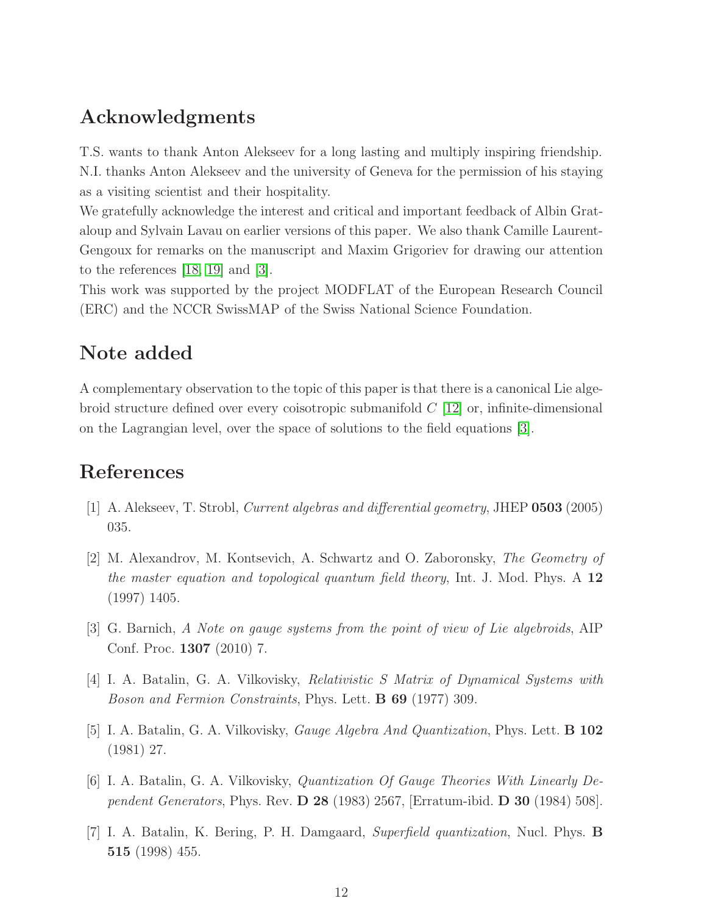## Acknowledgments

T.S. wants to thank Anton Alekseev for a long lasting and multiply inspiring friendship. N.I. thanks Anton Alekseev and the university of Geneva for the permission of his staying as a visiting scientist and their hospitality.

We gratefully acknowledge the interest and critical and important feedback of Albin Grataloup and Sylvain Lavau on earlier versions of this paper. We also thank Camille Laurent-Gengoux for remarks on the manuscript and Maxim Grigoriev for drawing our attention to the references [18, 19] and [3].

This work was supported by the project MODFLAT of the European Research Council (ERC) and the NCCR SwissMAP of the Swiss National Science Foundation.

## Note added

A complementary observation to the topic of this paper is that there is a canonical Lie algebroid structure defined over every coisotropic submanifold $C$ [12] or, infinite-dimensional on the Lagrangian level, over the space of solutions to the field equations [3].

## References

[1] A. Alekseev, T. Strobl, *Current algebras and differential geometry*, JHEP **0503** (2005) 035.

[2] M. Alexandrov, M. Kontsevich, A. Schwartz and O. Zaboronsky, *The Geometry of the master equation and topological quantum field theory*, Int. J. Mod. Phys. A **12** (1997) 1405.

[3] G. Barnich, *A Note on gauge systems from the point of view of Lie algebroids*, AIP Conf. Proc. **1307** (2010) 7.

[4] I. A. Batalin, G. A. Vilkovisky, *Relativistic S Matrix of Dynamical Systems with Boson and Fermion Constraints*, Phys. Lett. **B 69** (1977) 309.

[5] I. A. Batalin, G. A. Vilkovisky, *Gauge Algebra And Quantization*, Phys. Lett. **B 102** (1981) 27.

[6] I. A. Batalin, G. A. Vilkovisky, *Quantization Of Gauge Theories With Linearly Dependent Generators*, Phys. Rev. **D 28** (1983) 2567, [Erratum-ibid. **D 30** (1984) 508].

[7] I. A. Batalin, K. Bering, P. H. Damgaard, *Superfield quantization*, Nucl. Phys. **B 515** (1998) 455.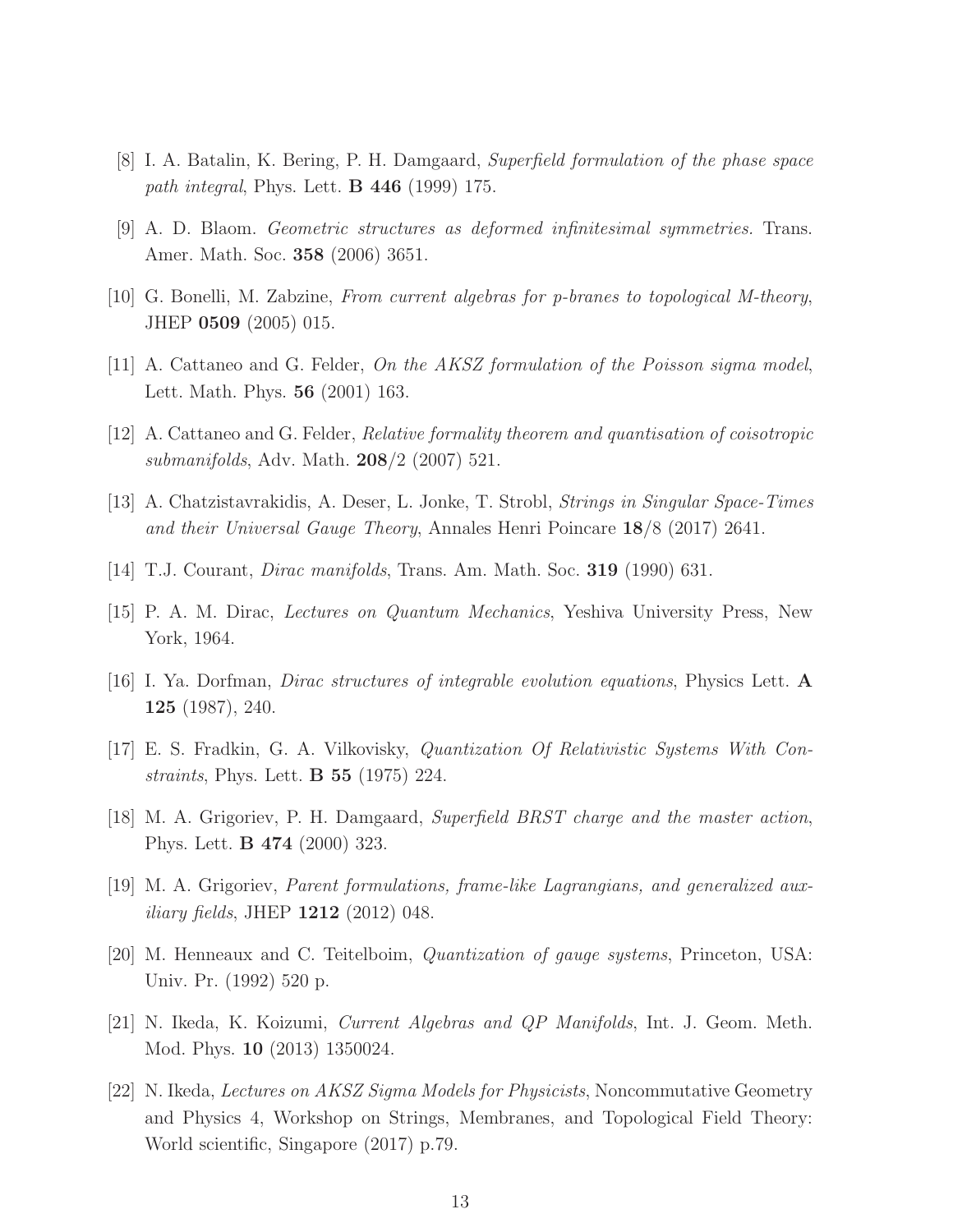[8] I. A. Batalin, K. Bering, P. H. Damgaard, *Superfield formulation of the phase space path integral*, Phys. Lett. **B 446** (1999) 175.

[9] A. D. Blaom. *Geometric structures as deformed infinitesimal symmetries.* Trans. Amer. Math. Soc. **358** (2006) 3651.

[10] G. Bonelli, M. Zabzine, *From current algebras for p-branes to topological M-theory*, JHEP **0509** (2005) 015.

[11] A. Cattaneo and G. Felder, *On the AKSZ formulation of the Poisson sigma model*, Lett. Math. Phys. **56** (2001) 163.

[12] A. Cattaneo and G. Felder, *Relative formality theorem and quantisation of coisotropic submanifolds*, Adv. Math. **208**/2 (2007) 521.

[13] A. Chatzistavrakidis, A. Deser, L. Jonke, T. Strobl, *Strings in Singular Space-Times and their Universal Gauge Theory*, Annales Henri Poincare **18**/8 (2017) 2641.

[14] T.J. Courant, *Dirac manifolds*, Trans. Am. Math. Soc. **319** (1990) 631.

[15] P. A. M. Dirac, *Lectures on Quantum Mechanics*, Yeshiva University Press, New York, 1964.

[16] I. Ya. Dorfman, *Dirac structures of integrable evolution equations*, Physics Lett. **A 125** (1987), 240.

[17] E. S. Fradkin, G. A. Vilkovisky, *Quantization Of Relativistic Systems With Constraints*, Phys. Lett. **B 55** (1975) 224.

[18] M. A. Grigoriev, P. H. Damgaard, *Superfield BRST charge and the master action*, Phys. Lett. **B 474** (2000) 323.

[19] M. A. Grigoriev, *Parent formulations, frame-like Lagrangians, and generalized auxiliary fields*, JHEP **1212** (2012) 048.

[20] M. Henneaux and C. Teitelboim, *Quantization of gauge systems*, Princeton, USA: Univ. Pr. (1992) 520 p.

[21] N. Ikeda, K. Koizumi, *Current Algebras and QP Manifolds*, Int. J. Geom. Meth. Mod. Phys. **10** (2013) 1350024.

[22] N. Ikeda, *Lectures on AKSZ Sigma Models for Physicists*, Noncommutative Geometry and Physics 4, Workshop on Strings, Membranes, and Topological Field Theory: World scientific, Singapore (2017) p.79.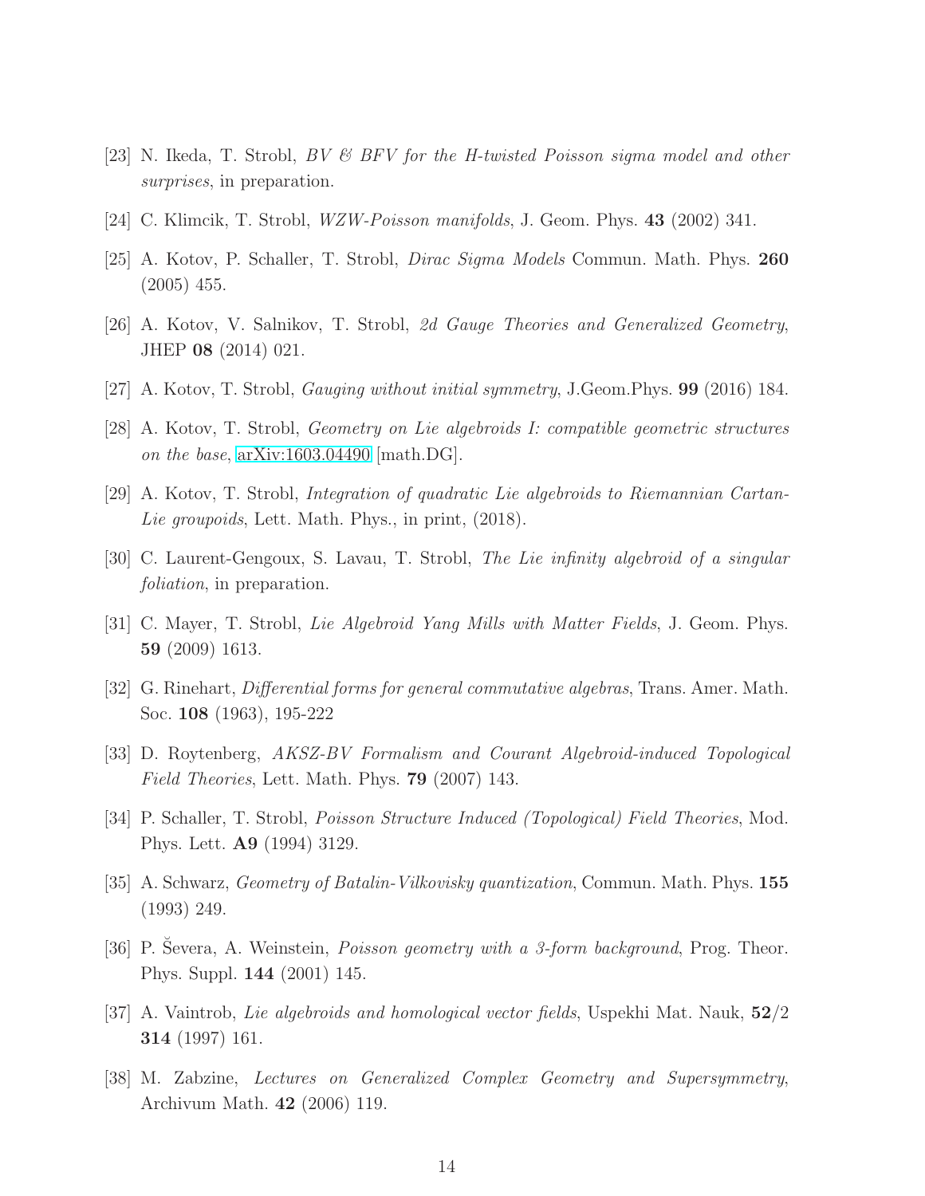[23] N. Ikeda, T. Strobl, *BV & BFV for the H-twisted Poisson sigma model and other surprises*, in preparation.

[24] C. Klimcik, T. Strobl, *WZW-Poisson manifolds*, J. Geom. Phys. **43** (2002) 341.

[25] A. Kotov, P. Schaller, T. Strobl, *Dirac Sigma Models* Commun. Math. Phys. **260** (2005) 455.

[26] A. Kotov, V. Salnikov, T. Strobl, *2d Gauge Theories and Generalized Geometry*, JHEP **08** (2014) 021.

[27] A. Kotov, T. Strobl, *Gauging without initial symmetry*, J.Geom.Phys. **99** (2016) 184.

[28] A. Kotov, T. Strobl, *Geometry on Lie algebroids I: compatible geometric structures on the base*, arXiv:1603.04490 [math.DG].

[29] A. Kotov, T. Strobl, *Integration of quadratic Lie algebroids to Riemannian Cartan-Lie groupoids*, Lett. Math. Phys., in print, (2018).

[30] C. Laurent-Gengoux, S. Lavau, T. Strobl, *The Lie infinity algebroid of a singular foliation*, in preparation.

[31] C. Mayer, T. Strobl, *Lie Algebroid Yang Mills with Matter Fields*, J. Geom. Phys. **59** (2009) 1613.

[32] G. Rinehart, *Differential forms for general commutative algebras*, Trans. Amer. Math. Soc. **108** (1963), 195-222

[33] D. Roytenberg, *AKSZ-BV Formalism and Courant Algebroid-induced Topological Field Theories*, Lett. Math. Phys. **79** (2007) 143.

[34] P. Schaller, T. Strobl, *Poisson Structure Induced (Topological) Field Theories*, Mod. Phys. Lett. **A9** (1994) 3129.

[35] A. Schwarz, *Geometry of Batalin-Vilkovisky quantization*, Commun. Math. Phys. **155** (1993) 249.

[36] P. Ševera, A. Weinstein, *Poisson geometry with a 3-form background*, Prog. Theor. Phys. Suppl. **144** (2001) 145.

[37] A. Vaintrob, *Lie algebroids and homological vector fields*, Uspekhi Mat. Nauk, **52**/2 **314** (1997) 161.

[38] M. Zabzine, *Lectures on Generalized Complex Geometry and Supersymmetry*, Archivum Math. **42** (2006) 119.